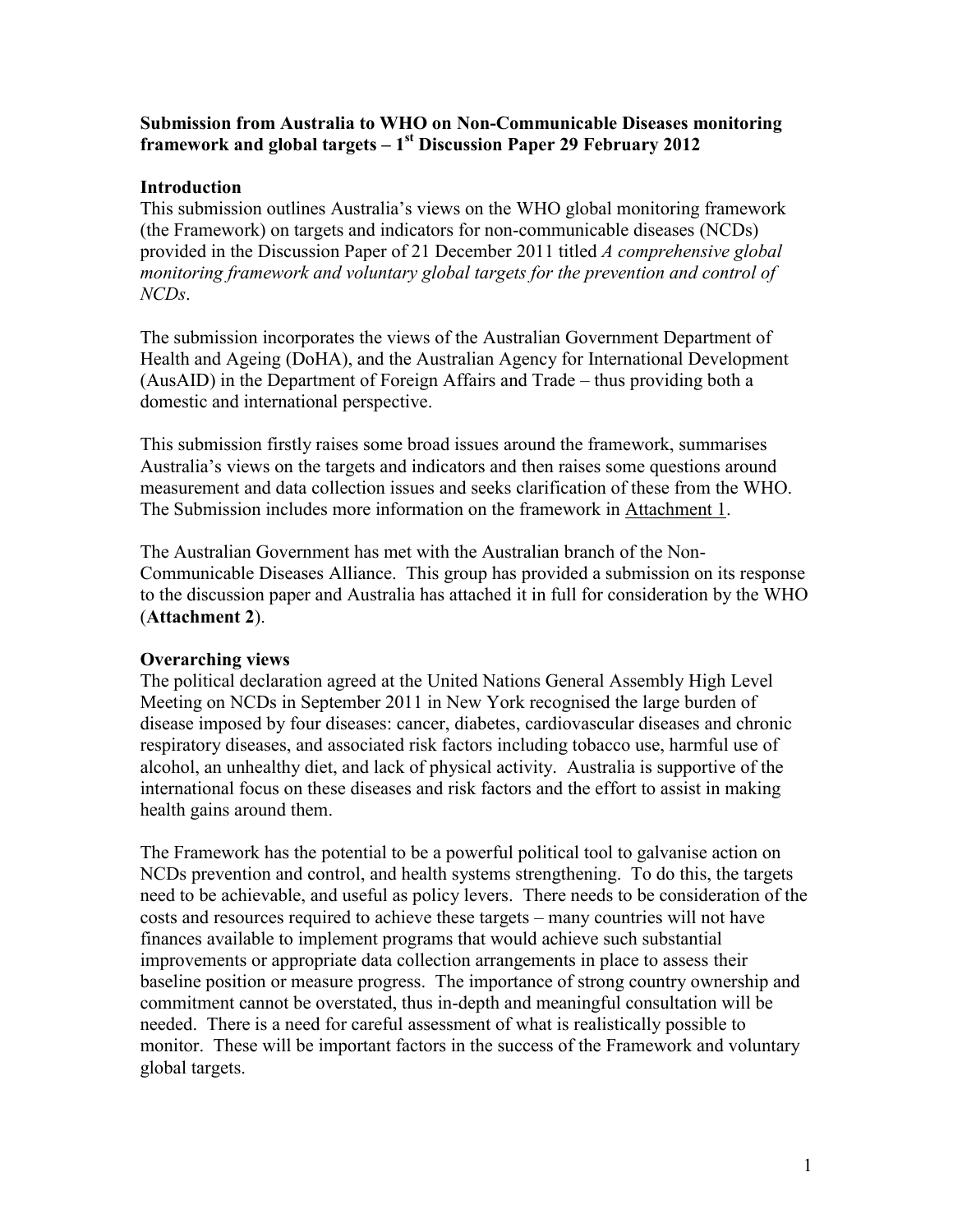# Submission from Australia to WHO on Non-Communicable Diseases monitoring framework and global targets – 1st Discussion Paper 29 February 2012

## Introduction

This submission outlines Australia's views on the WHO global monitoring framework (the Framework) on targets and indicators for non-communicable diseases (NCDs) provided in the Discussion Paper of 21 December 2011 titled *A comprehensive global monitoring framework and voluntary global targets for the prevention and control of NCDs*.

The submission incorporates the views of the Australian Government Department of Health and Ageing (DoHA), and the Australian Agency for International Development (AusAID) in the Department of Foreign Affairs and Trade – thus providing both a domestic and international perspective.

This submission firstly raises some broad issues around the framework, summarises Australia's views on the targets and indicators and then raises some questions around measurement and data collection issues and seeks clarification of these from the WHO. The Submission includes more information on the framework in Attachment 1.

The Australian Government has met with the Australian branch of the Non-Communicable Diseases Alliance. This group has provided a submission on its response to the discussion paper and Australia has attached it in full for consideration by the WHO (**Attachment 2**).

## Overarching views

The political declaration agreed at the United Nations General Assembly High Level Meeting on NCDs in September 2011 in New York recognised the large burden of disease imposed by four diseases: cancer, diabetes, cardiovascular diseases and chronic respiratory diseases, and associated risk factors including tobacco use, harmful use of alcohol, an unhealthy diet, and lack of physical activity. Australia is supportive of the international focus on these diseases and risk factors and the effort to assist in making health gains around them.

The Framework has the potential to be a powerful political tool to galvanise action on NCDs prevention and control, and health systems strengthening. To do this, the targets need to be achievable, and useful as policy levers. There needs to be consideration of the costs and resources required to achieve these targets – many countries will not have finances available to implement programs that would achieve such substantial improvements or appropriate data collection arrangements in place to assess their baseline position or measure progress. The importance of strong country ownership and commitment cannot be overstated, thus in-depth and meaningful consultation will be needed. There is a need for careful assessment of what is realistically possible to monitor. These will be important factors in the success of the Framework and voluntary global targets.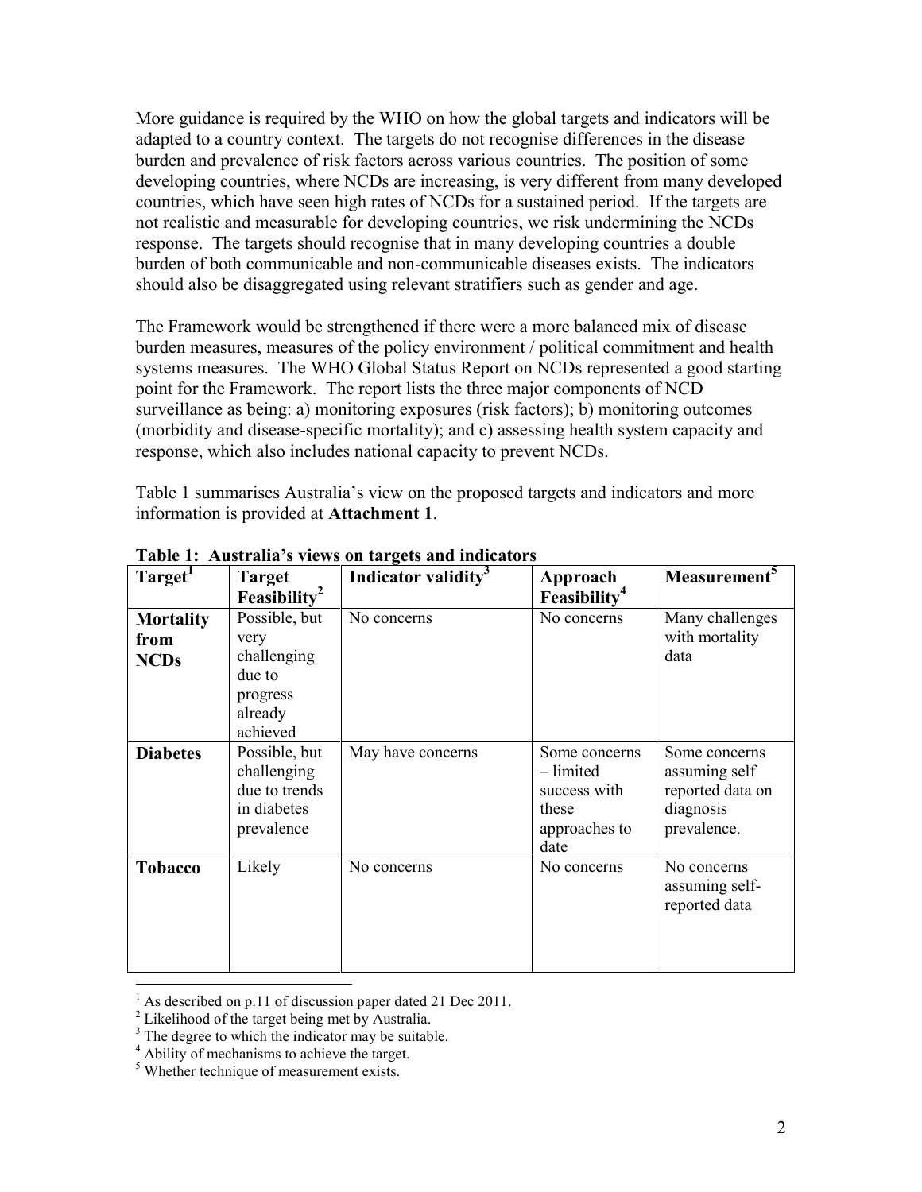More guidance is required by the WHO on how the global targets and indicators will be adapted to a country context. The targets do not recognise differences in the disease burden and prevalence of risk factors across various countries. The position of some developing countries, where NCDs are increasing, is very different from many developed countries, which have seen high rates of NCDs for a sustained period. If the targets are not realistic and measurable for developing countries, we risk undermining the NCDs response. The targets should recognise that in many developing countries a double burden of both communicable and non-communicable diseases exists. The indicators should also be disaggregated using relevant stratifiers such as gender and age.

The Framework would be strengthened if there were a more balanced mix of disease burden measures, measures of the policy environment / political commitment and health systems measures. The WHO Global Status Report on NCDs represented a good starting point for the Framework. The report lists the three major components of NCD surveillance as being: a) monitoring exposures (risk factors); b) monitoring outcomes (morbidity and disease-specific mortality); and c) assessing health system capacity and response, which also includes national capacity to prevent NCDs.

Table 1 summarises Australia's view on the proposed targets and indicators and more information is provided at **Attachment 1**.

**Table 1: Australia's views on targets and indicators**

| Target[1] | Target Feasibility[2] | Indicator validity[3] | Approach Feasibility[4] | Measurement[5] |
|---|---|---|---|---|
| **Mortality from NCDs** | Possible, but very challenging due to progress already achieved | No concerns | No concerns | Many challenges with mortality data |
| **Diabetes** | Possible, but challenging due to trends in diabetes prevalence | May have concerns | Some concerns – limited success with these approaches to date | Some concerns assuming self reported data on diagnosis prevalence. |
| **Tobacco** | Likely | No concerns | No concerns | No concerns assuming self-reported data |

[1] As described on p.11 of discussion paper dated 21 Dec 2011.
[2] Likelihood of the target being met by Australia.
[3] The degree to which the indicator may be suitable.
[4] Ability of mechanisms to achieve the target.
[5] Whether technique of measurement exists.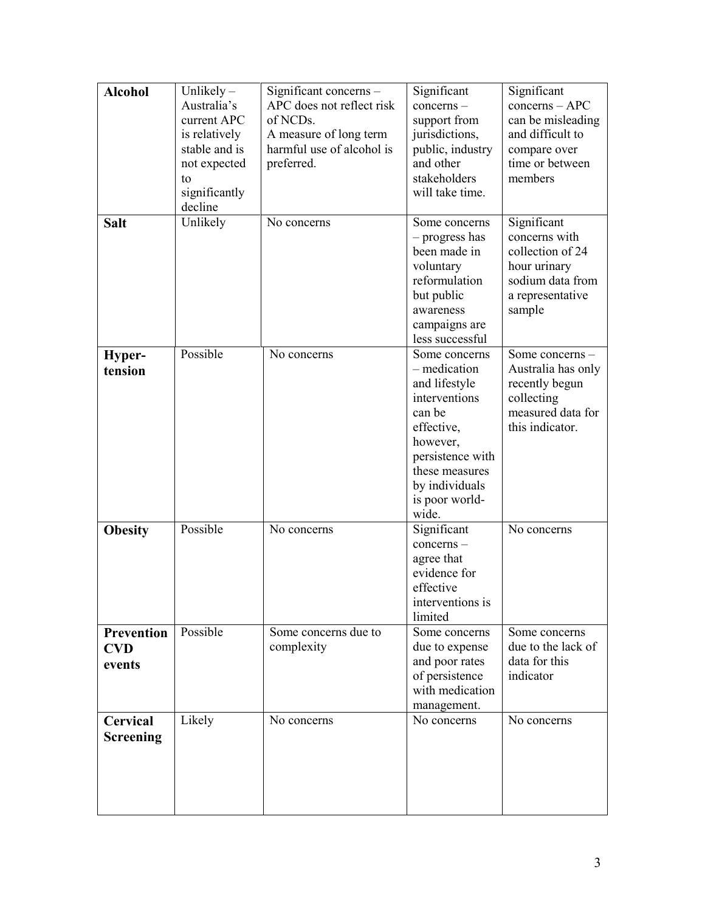| **Alcohol** | Unlikely – Australia's current APC is relatively stable and is not expected to significantly decline | Significant concerns – APC does not reflect risk of NCDs. A measure of long term harmful use of alcohol is preferred. | Significant concerns – support from jurisdictions, public, industry and other stakeholders will take time. | Significant concerns – APC can be misleading and difficult to compare over time or between members |
|---|---|---|---|---|
| **Salt** | Unlikely | No concerns | Some concerns – progress has been made in voluntary reformulation but public awareness campaigns are less successful | Significant concerns with collection of 24 hour urinary sodium data from a representative sample |
| **Hyper-tension** | Possible | No concerns | Some concerns – medication and lifestyle interventions can be effective, however, persistence with these measures by individuals is poor world-wide. | Some concerns – Australia has only recently begun collecting measured data for this indicator. |
| **Obesity** | Possible | No concerns | Significant concerns – agree that evidence for effective interventions is limited | No concerns |
| **Prevention CVD events** | Possible | Some concerns due to complexity | Some concerns due to expense and poor rates of persistence with medication management. | Some concerns due to the lack of data for this indicator |
| **Cervical Screening** | Likely | No concerns | No concerns | No concerns |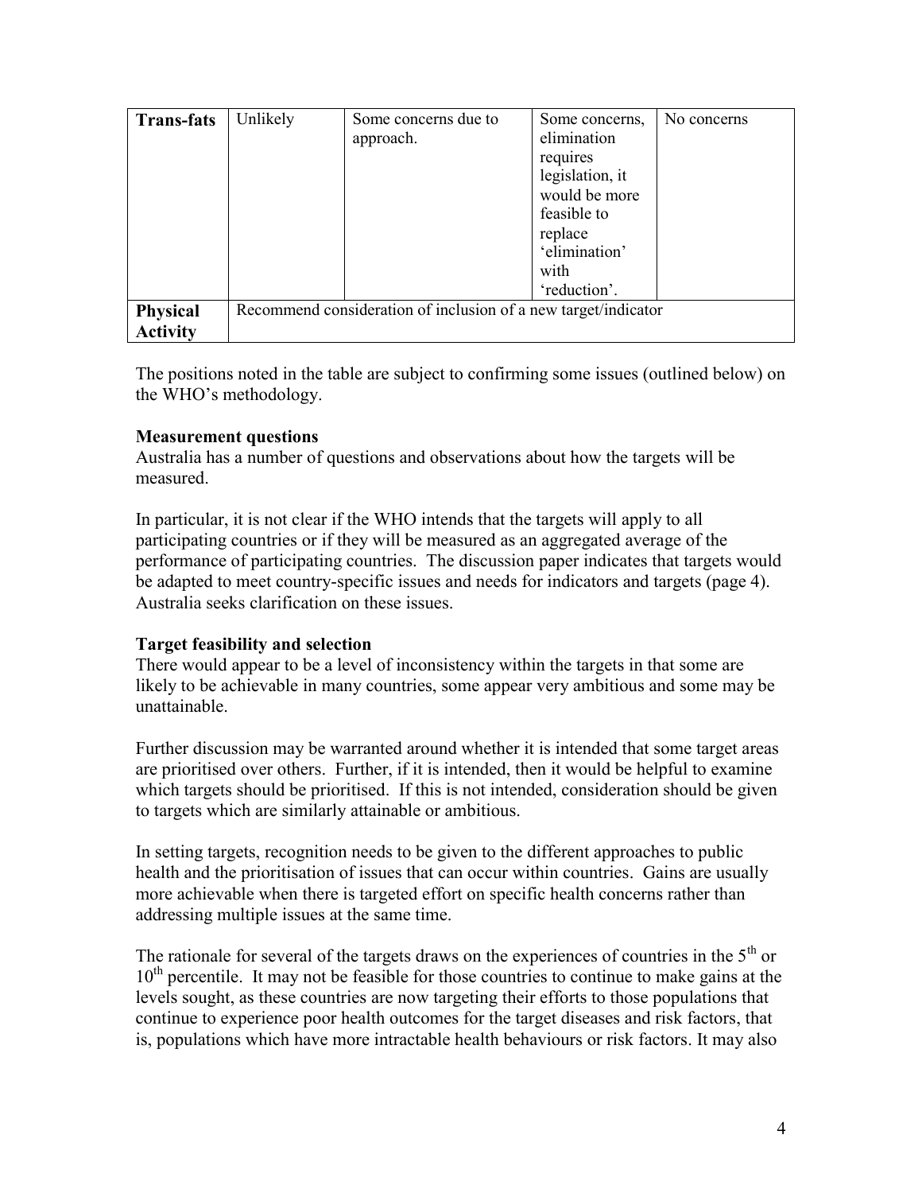| | | | | |
|---|---|---|---|---|
| **Trans-fats** | Unlikely | Some concerns due to approach. | Some concerns, elimination requires legislation, it would be more feasible to replace 'elimination' with 'reduction'. | No concerns |
| **Physical Activity** | Recommend consideration of inclusion of a new target/indicator | | | |

The positions noted in the table are subject to confirming some issues (outlined below) on the WHO's methodology.

**Measurement questions**

Australia has a number of questions and observations about how the targets will be measured.

In particular, it is not clear if the WHO intends that the targets will apply to all participating countries or if they will be measured as an aggregated average of the performance of participating countries. The discussion paper indicates that targets would be adapted to meet country-specific issues and needs for indicators and targets (page 4). Australia seeks clarification on these issues.

**Target feasibility and selection**

There would appear to be a level of inconsistency within the targets in that some are likely to be achievable in many countries, some appear very ambitious and some may be unattainable.

Further discussion may be warranted around whether it is intended that some target areas are prioritised over others. Further, if it is intended, then it would be helpful to examine which targets should be prioritised. If this is not intended, consideration should be given to targets which are similarly attainable or ambitious.

In setting targets, recognition needs to be given to the different approaches to public health and the prioritisation of issues that can occur within countries. Gains are usually more achievable when there is targeted effort on specific health concerns rather than addressing multiple issues at the same time.

The rationale for several of the targets draws on the experiences of countries in the 5th or 10th percentile. It may not be feasible for those countries to continue to make gains at the levels sought, as these countries are now targeting their efforts to those populations that continue to experience poor health outcomes for the target diseases and risk factors, that is, populations which have more intractable health behaviours or risk factors. It may also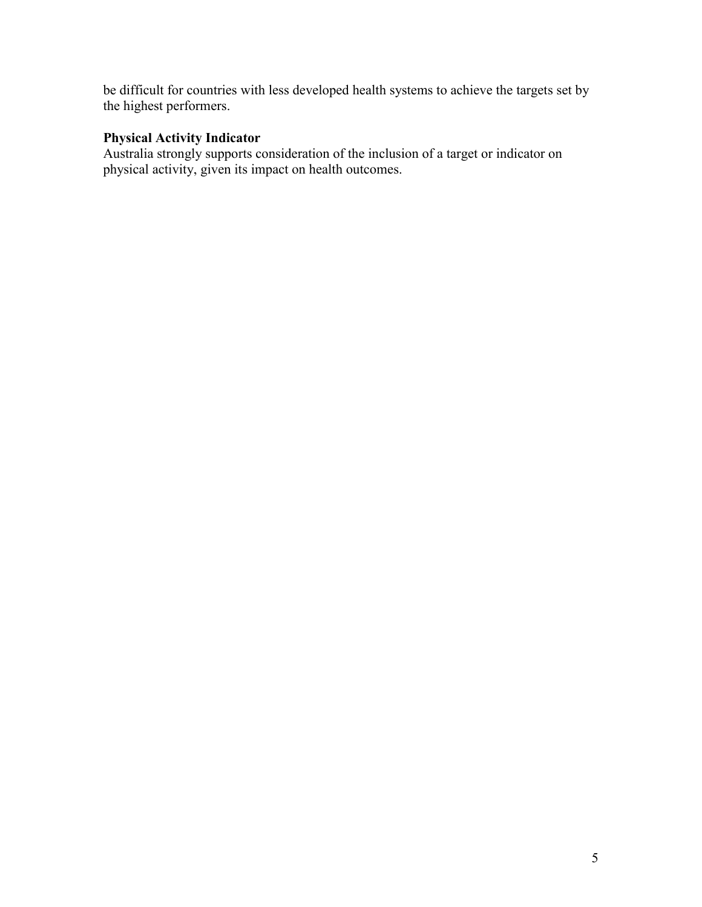be difficult for countries with less developed health systems to achieve the targets set by the highest performers.

**Physical Activity Indicator**

Australia strongly supports consideration of the inclusion of a target or indicator on physical activity, given its impact on health outcomes.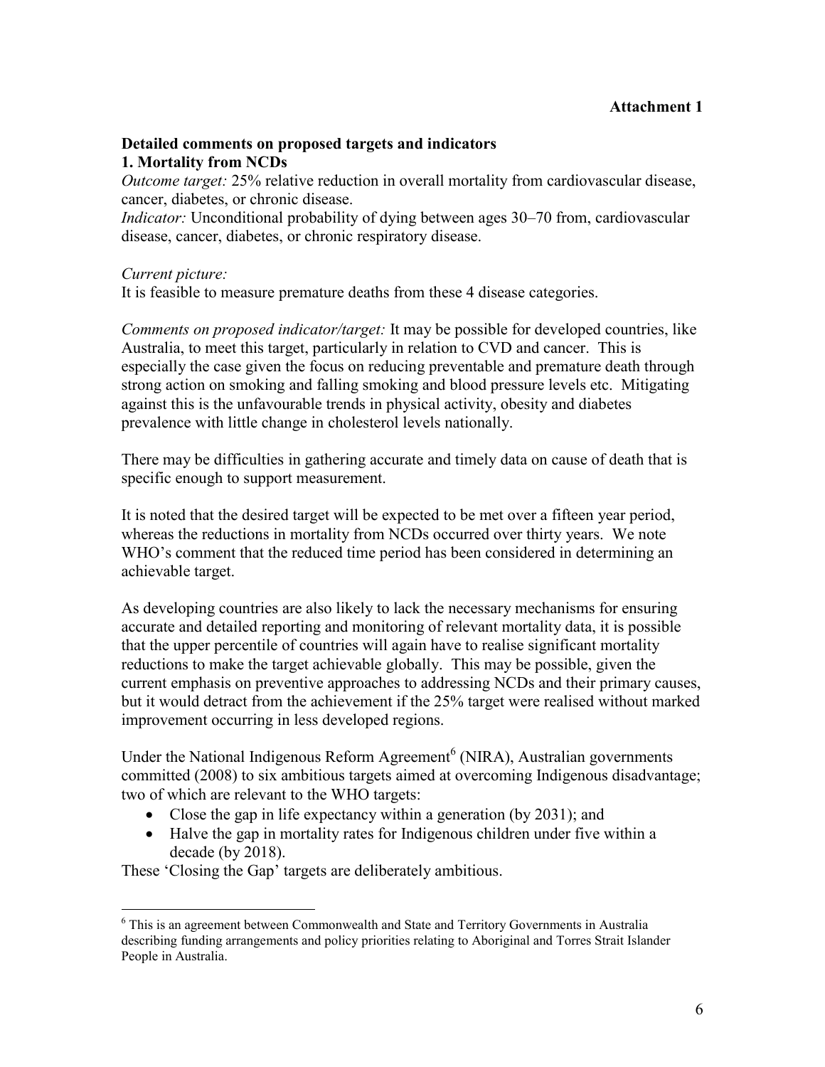**Attachment 1**

**Detailed comments on proposed targets and indicators**

**1. Mortality from NCDs**

*Outcome target:* 25% relative reduction in overall mortality from cardiovascular disease, cancer, diabetes, or chronic disease.

*Indicator:* Unconditional probability of dying between ages 30–70 from, cardiovascular disease, cancer, diabetes, or chronic respiratory disease.

*Current picture:*

It is feasible to measure premature deaths from these 4 disease categories.

*Comments on proposed indicator/target:* It may be possible for developed countries, like Australia, to meet this target, particularly in relation to CVD and cancer. This is especially the case given the focus on reducing preventable and premature death through strong action on smoking and falling smoking and blood pressure levels etc. Mitigating against this is the unfavourable trends in physical activity, obesity and diabetes prevalence with little change in cholesterol levels nationally.

There may be difficulties in gathering accurate and timely data on cause of death that is specific enough to support measurement.

It is noted that the desired target will be expected to be met over a fifteen year period, whereas the reductions in mortality from NCDs occurred over thirty years. We note WHO's comment that the reduced time period has been considered in determining an achievable target.

As developing countries are also likely to lack the necessary mechanisms for ensuring accurate and detailed reporting and monitoring of relevant mortality data, it is possible that the upper percentile of countries will again have to realise significant mortality reductions to make the target achievable globally. This may be possible, given the current emphasis on preventive approaches to addressing NCDs and their primary causes, but it would detract from the achievement if the 25% target were realised without marked improvement occurring in less developed regions.

Under the National Indigenous Reform Agreement[6] (NIRA), Australian governments committed (2008) to six ambitious targets aimed at overcoming Indigenous disadvantage; two of which are relevant to the WHO targets:

- Close the gap in life expectancy within a generation (by 2031); and
- Halve the gap in mortality rates for Indigenous children under five within a decade (by 2018).

These 'Closing the Gap' targets are deliberately ambitious.

[6] This is an agreement between Commonwealth and State and Territory Governments in Australia describing funding arrangements and policy priorities relating to Aboriginal and Torres Strait Islander People in Australia.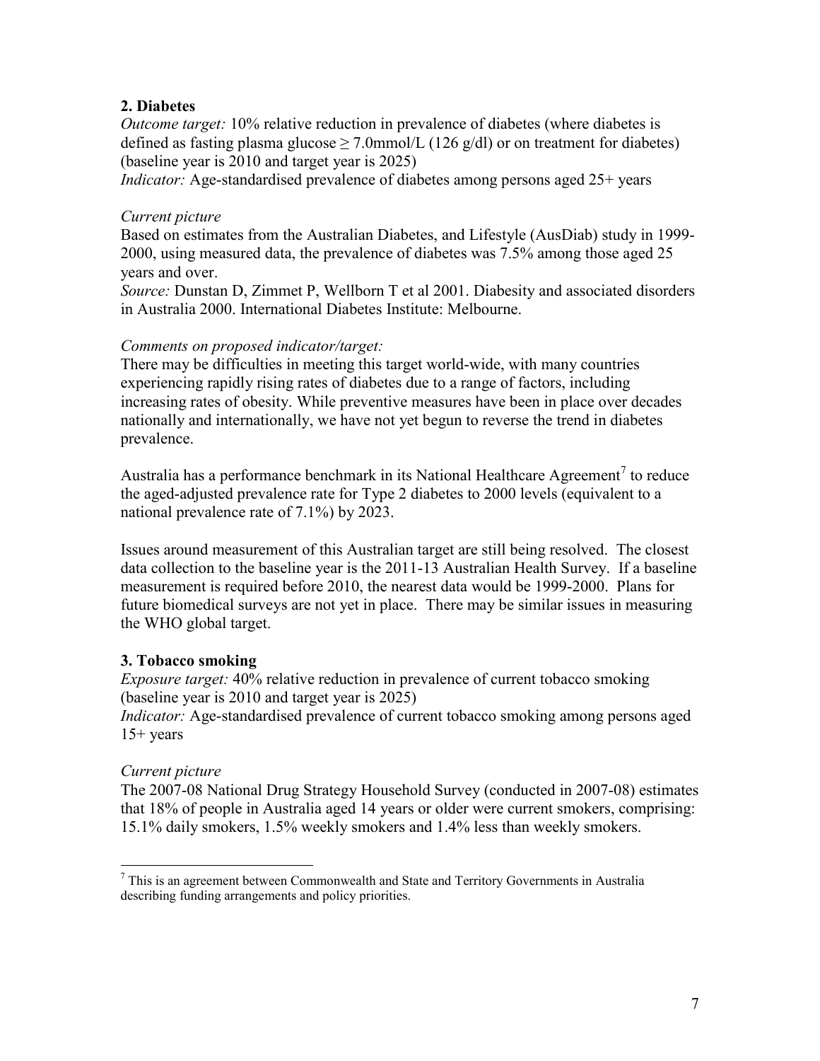**2. Diabetes**

*Outcome target:* 10% relative reduction in prevalence of diabetes (where diabetes is defined as fasting plasma glucose $\geq$ 7.0mmol/L (126 g/dl) or on treatment for diabetes) (baseline year is 2010 and target year is 2025)

*Indicator:* Age-standardised prevalence of diabetes among persons aged 25+ years

*Current picture*

Based on estimates from the Australian Diabetes, and Lifestyle (AusDiab) study in 1999-2000, using measured data, the prevalence of diabetes was 7.5% among those aged 25 years and over.

*Source:* Dunstan D, Zimmet P, Wellborn T et al 2001. Diabesity and associated disorders in Australia 2000. International Diabetes Institute: Melbourne.

*Comments on proposed indicator/target:*

There may be difficulties in meeting this target world-wide, with many countries experiencing rapidly rising rates of diabetes due to a range of factors, including increasing rates of obesity. While preventive measures have been in place over decades nationally and internationally, we have not yet begun to reverse the trend in diabetes prevalence.

Australia has a performance benchmark in its National Healthcare Agreement[7] to reduce the aged-adjusted prevalence rate for Type 2 diabetes to 2000 levels (equivalent to a national prevalence rate of 7.1%) by 2023.

Issues around measurement of this Australian target are still being resolved. The closest data collection to the baseline year is the 2011-13 Australian Health Survey. If a baseline measurement is required before 2010, the nearest data would be 1999-2000. Plans for future biomedical surveys are not yet in place. There may be similar issues in measuring the WHO global target.

**3. Tobacco smoking**

*Exposure target:* 40% relative reduction in prevalence of current tobacco smoking (baseline year is 2010 and target year is 2025)

*Indicator:* Age-standardised prevalence of current tobacco smoking among persons aged 15+ years

*Current picture*

The 2007-08 National Drug Strategy Household Survey (conducted in 2007-08) estimates that 18% of people in Australia aged 14 years or older were current smokers, comprising: 15.1% daily smokers, 1.5% weekly smokers and 1.4% less than weekly smokers.

---

[7] This is an agreement between Commonwealth and State and Territory Governments in Australia describing funding arrangements and policy priorities.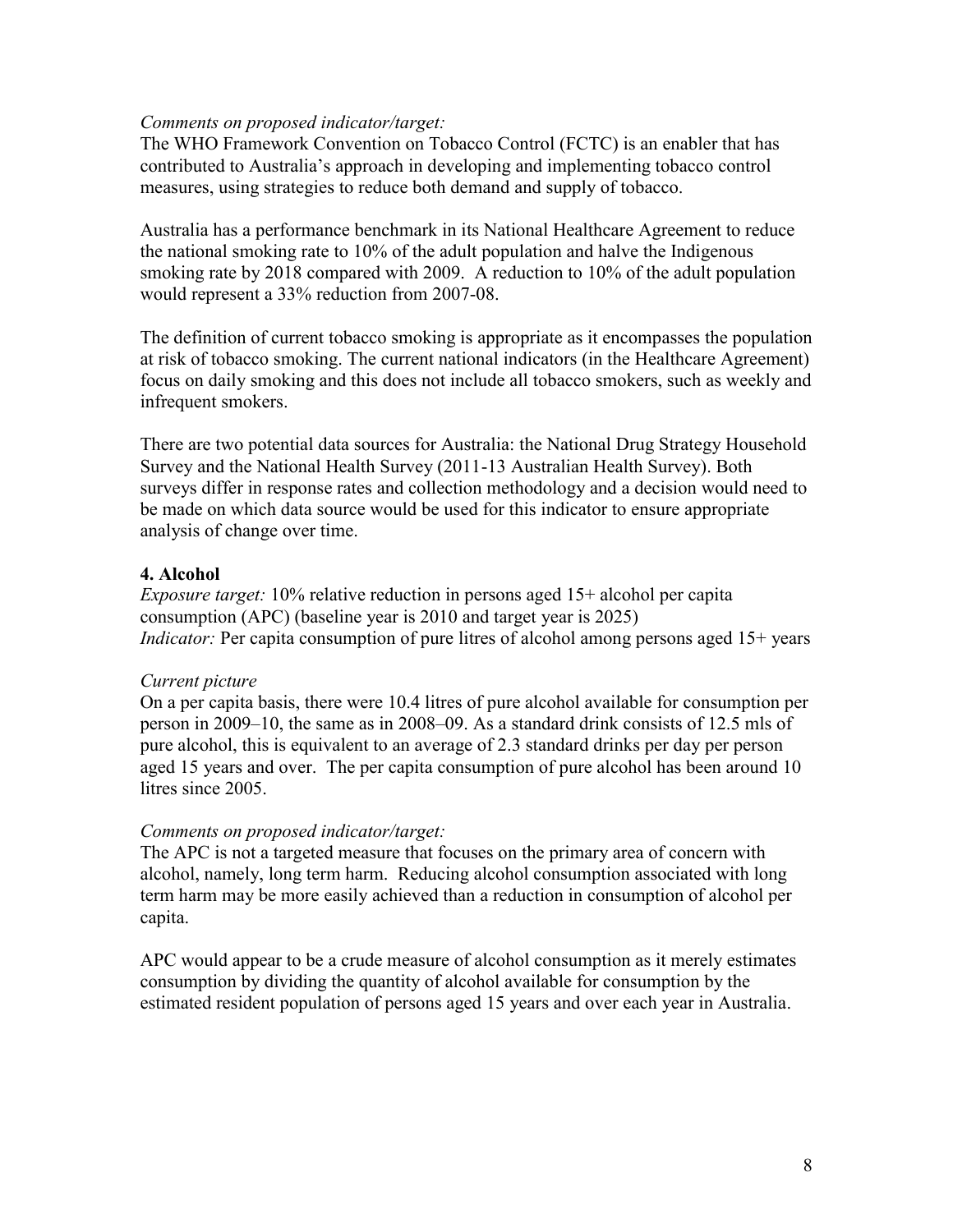*Comments on proposed indicator/target:*
The WHO Framework Convention on Tobacco Control (FCTC) is an enabler that has contributed to Australia's approach in developing and implementing tobacco control measures, using strategies to reduce both demand and supply of tobacco.

Australia has a performance benchmark in its National Healthcare Agreement to reduce the national smoking rate to 10% of the adult population and halve the Indigenous smoking rate by 2018 compared with 2009. A reduction to 10% of the adult population would represent a 33% reduction from 2007-08.

The definition of current tobacco smoking is appropriate as it encompasses the population at risk of tobacco smoking. The current national indicators (in the Healthcare Agreement) focus on daily smoking and this does not include all tobacco smokers, such as weekly and infrequent smokers.

There are two potential data sources for Australia: the National Drug Strategy Household Survey and the National Health Survey (2011-13 Australian Health Survey). Both surveys differ in response rates and collection methodology and a decision would need to be made on which data source would be used for this indicator to ensure appropriate analysis of change over time.

**4. Alcohol**
*Exposure target:* 10% relative reduction in persons aged 15+ alcohol per capita consumption (APC) (baseline year is 2010 and target year is 2025)
*Indicator:* Per capita consumption of pure litres of alcohol among persons aged 15+ years

*Current picture*
On a per capita basis, there were 10.4 litres of pure alcohol available for consumption per person in 2009–10, the same as in 2008–09. As a standard drink consists of 12.5 mls of pure alcohol, this is equivalent to an average of 2.3 standard drinks per day per person aged 15 years and over. The per capita consumption of pure alcohol has been around 10 litres since 2005.

*Comments on proposed indicator/target:*
The APC is not a targeted measure that focuses on the primary area of concern with alcohol, namely, long term harm. Reducing alcohol consumption associated with long term harm may be more easily achieved than a reduction in consumption of alcohol per capita.

APC would appear to be a crude measure of alcohol consumption as it merely estimates consumption by dividing the quantity of alcohol available for consumption by the estimated resident population of persons aged 15 years and over each year in Australia.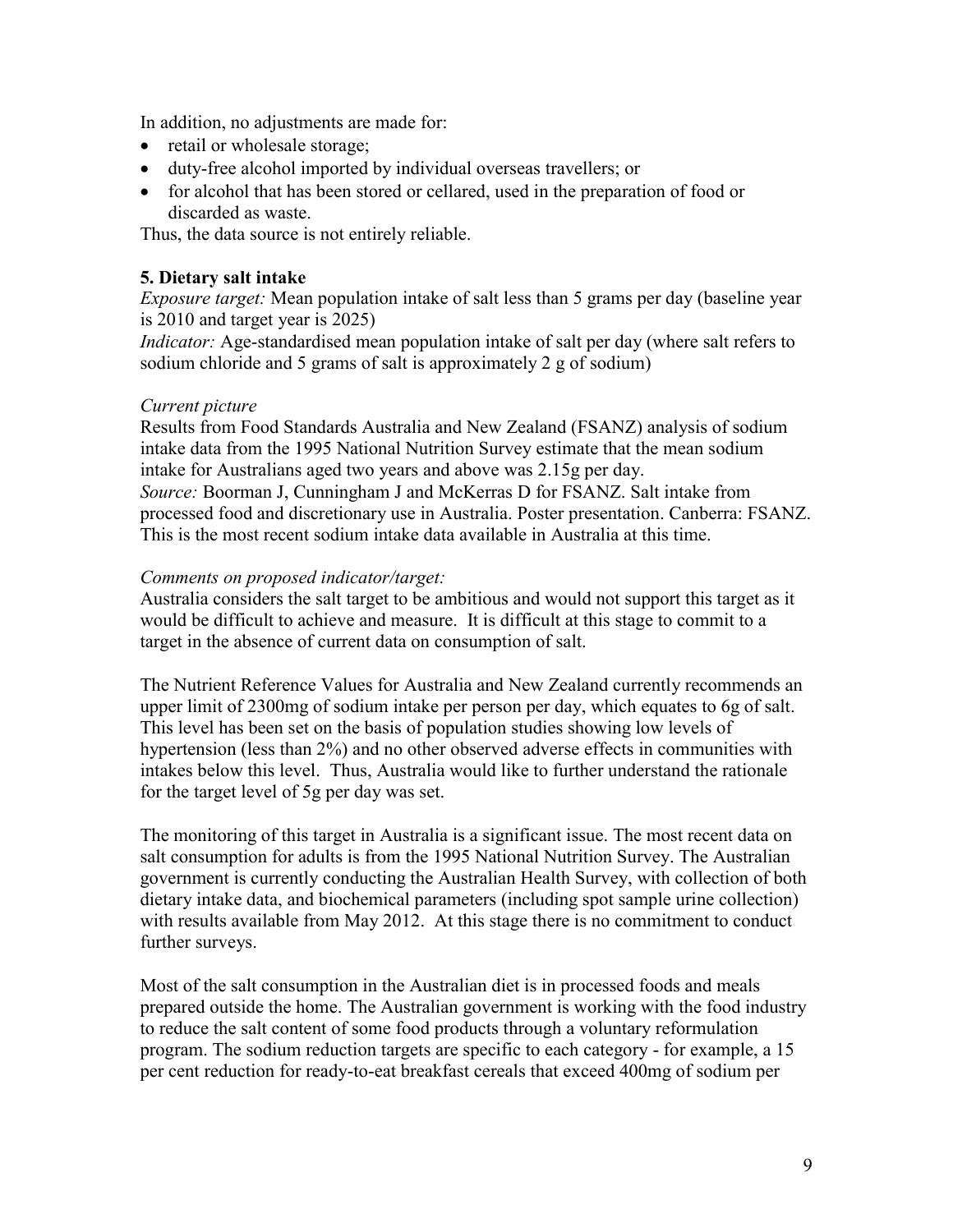In addition, no adjustments are made for:

- retail or wholesale storage;
- duty-free alcohol imported by individual overseas travellers; or
- for alcohol that has been stored or cellared, used in the preparation of food or discarded as waste.

Thus, the data source is not entirely reliable.

**5. Dietary salt intake**

*Exposure target:* Mean population intake of salt less than 5 grams per day (baseline year is 2010 and target year is 2025)

*Indicator:* Age-standardised mean population intake of salt per day (where salt refers to sodium chloride and 5 grams of salt is approximately 2 g of sodium)

*Current picture*

Results from Food Standards Australia and New Zealand (FSANZ) analysis of sodium intake data from the 1995 National Nutrition Survey estimate that the mean sodium intake for Australians aged two years and above was 2.15g per day.

*Source:* Boorman J, Cunningham J and McKerras D for FSANZ. Salt intake from processed food and discretionary use in Australia. Poster presentation. Canberra: FSANZ. This is the most recent sodium intake data available in Australia at this time.

*Comments on proposed indicator/target:*

Australia considers the salt target to be ambitious and would not support this target as it would be difficult to achieve and measure. It is difficult at this stage to commit to a target in the absence of current data on consumption of salt.

The Nutrient Reference Values for Australia and New Zealand currently recommends an upper limit of 2300mg of sodium intake per person per day, which equates to 6g of salt. This level has been set on the basis of population studies showing low levels of hypertension (less than 2%) and no other observed adverse effects in communities with intakes below this level. Thus, Australia would like to further understand the rationale for the target level of 5g per day was set.

The monitoring of this target in Australia is a significant issue. The most recent data on salt consumption for adults is from the 1995 National Nutrition Survey. The Australian government is currently conducting the Australian Health Survey, with collection of both dietary intake data, and biochemical parameters (including spot sample urine collection) with results available from May 2012. At this stage there is no commitment to conduct further surveys.

Most of the salt consumption in the Australian diet is in processed foods and meals prepared outside the home. The Australian government is working with the food industry to reduce the salt content of some food products through a voluntary reformulation program. The sodium reduction targets are specific to each category - for example, a 15 per cent reduction for ready-to-eat breakfast cereals that exceed 400mg of sodium per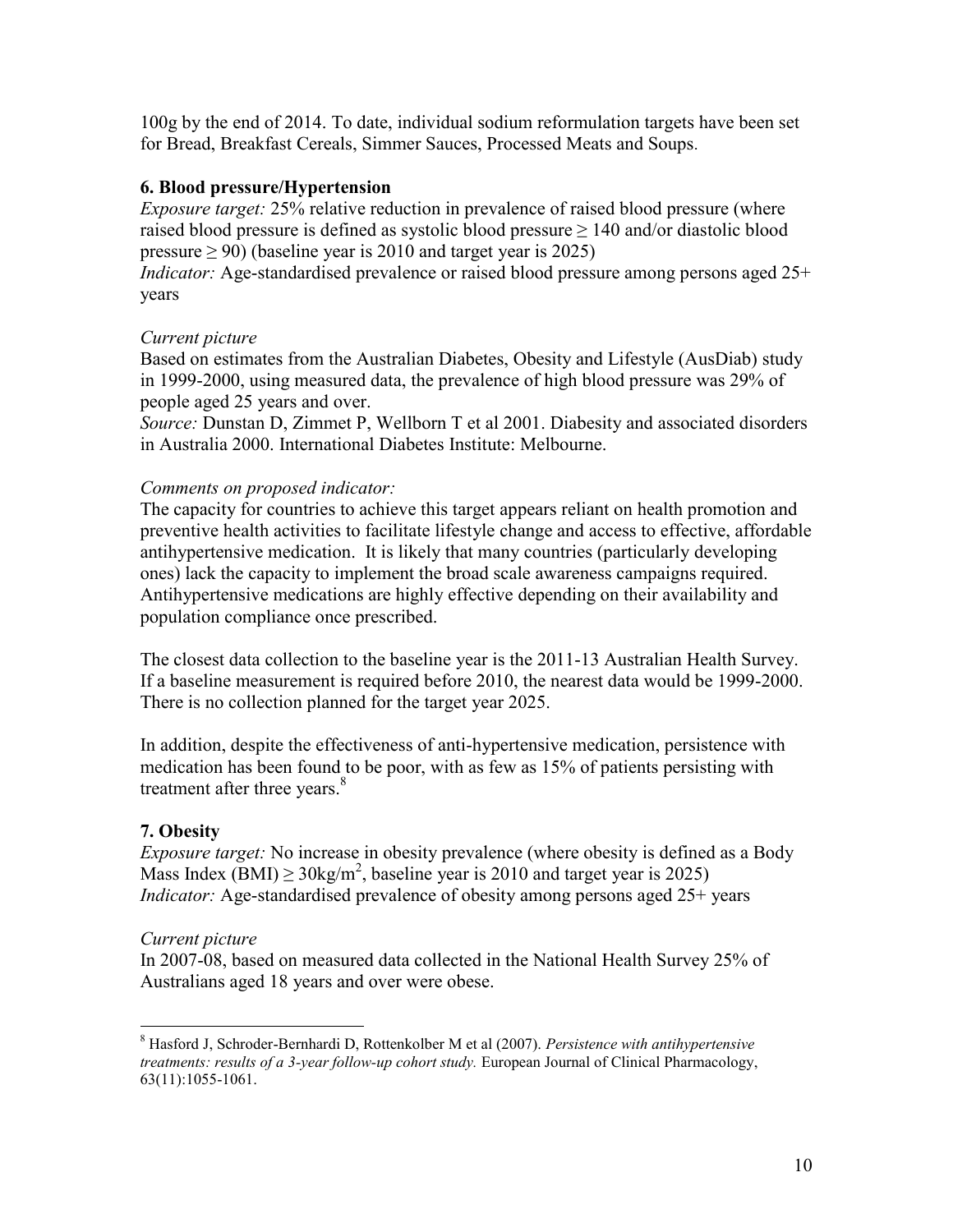100g by the end of 2014. To date, individual sodium reformulation targets have been set for Bread, Breakfast Cereals, Simmer Sauces, Processed Meats and Soups.

### 6. Blood pressure/Hypertension

*Exposure target:* 25% relative reduction in prevalence of raised blood pressure (where raised blood pressure is defined as systolic blood pressure ≥ 140 and/or diastolic blood pressure ≥ 90) (baseline year is 2010 and target year is 2025)

*Indicator:* Age-standardised prevalence or raised blood pressure among persons aged 25+ years

*Current picture*

Based on estimates from the Australian Diabetes, Obesity and Lifestyle (AusDiab) study in 1999-2000, using measured data, the prevalence of high blood pressure was 29% of people aged 25 years and over.

*Source:* Dunstan D, Zimmet P, Wellborn T et al 2001. Diabesity and associated disorders in Australia 2000. International Diabetes Institute: Melbourne.

*Comments on proposed indicator:*

The capacity for countries to achieve this target appears reliant on health promotion and preventive health activities to facilitate lifestyle change and access to effective, affordable antihypertensive medication. It is likely that many countries (particularly developing ones) lack the capacity to implement the broad scale awareness campaigns required. Antihypertensive medications are highly effective depending on their availability and population compliance once prescribed.

The closest data collection to the baseline year is the 2011-13 Australian Health Survey. If a baseline measurement is required before 2010, the nearest data would be 1999-2000. There is no collection planned for the target year 2025.

In addition, despite the effectiveness of anti-hypertensive medication, persistence with medication has been found to be poor, with as few as 15% of patients persisting with treatment after three years.[8]

### 7. Obesity

*Exposure target:* No increase in obesity prevalence (where obesity is defined as a Body Mass Index (BMI) ≥ $30\text{kg/m}^2$, baseline year is 2010 and target year is 2025)

*Indicator:* Age-standardised prevalence of obesity among persons aged 25+ years

*Current picture*

In 2007-08, based on measured data collected in the National Health Survey 25% of Australians aged 18 years and over were obese.

---

[8] Hasford J, Schroder-Bernhardi D, Rottenkolber M et al (2007). *Persistence with antihypertensive treatments: results of a 3-year follow-up cohort study.* European Journal of Clinical Pharmacology, 63(11):1055-1061.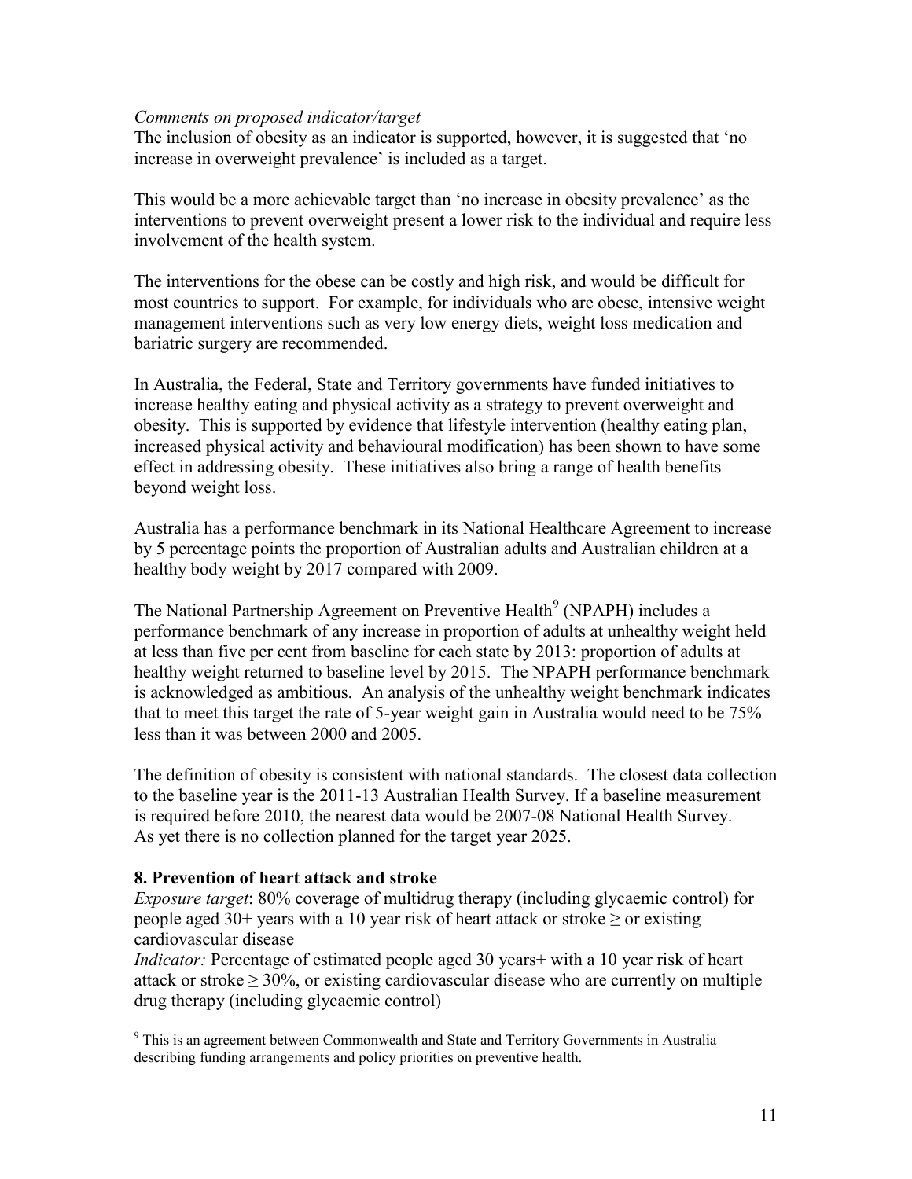*Comments on proposed indicator/target*

The inclusion of obesity as an indicator is supported, however, it is suggested that 'no increase in overweight prevalence' is included as a target.

This would be a more achievable target than 'no increase in obesity prevalence' as the interventions to prevent overweight present a lower risk to the individual and require less involvement of the health system.

The interventions for the obese can be costly and high risk, and would be difficult for most countries to support. For example, for individuals who are obese, intensive weight management interventions such as very low energy diets, weight loss medication and bariatric surgery are recommended.

In Australia, the Federal, State and Territory governments have funded initiatives to increase healthy eating and physical activity as a strategy to prevent overweight and obesity. This is supported by evidence that lifestyle intervention (healthy eating plan, increased physical activity and behavioural modification) has been shown to have some effect in addressing obesity. These initiatives also bring a range of health benefits beyond weight loss.

Australia has a performance benchmark in its National Healthcare Agreement to increase by 5 percentage points the proportion of Australian adults and Australian children at a healthy body weight by 2017 compared with 2009.

The National Partnership Agreement on Preventive Health[9] (NPAPH) includes a performance benchmark of any increase in proportion of adults at unhealthy weight held at less than five per cent from baseline for each state by 2013: proportion of adults at healthy weight returned to baseline level by 2015. The NPAPH performance benchmark is acknowledged as ambitious. An analysis of the unhealthy weight benchmark indicates that to meet this target the rate of 5-year weight gain in Australia would need to be 75% less than it was between 2000 and 2005.

The definition of obesity is consistent with national standards. The closest data collection to the baseline year is the 2011-13 Australian Health Survey. If a baseline measurement is required before 2010, the nearest data would be 2007-08 National Health Survey. As yet there is no collection planned for the target year 2025.

**8. Prevention of heart attack and stroke**

*Exposure target*: 80% coverage of multidrug therapy (including glycaemic control) for people aged 30+ years with a 10 year risk of heart attack or stroke ≥ or existing cardiovascular disease

*Indicator:* Percentage of estimated people aged 30 years+ with a 10 year risk of heart attack or stroke ≥ 30%, or existing cardiovascular disease who are currently on multiple drug therapy (including glycaemic control)

---

[9] This is an agreement between Commonwealth and State and Territory Governments in Australia describing funding arrangements and policy priorities on preventive health.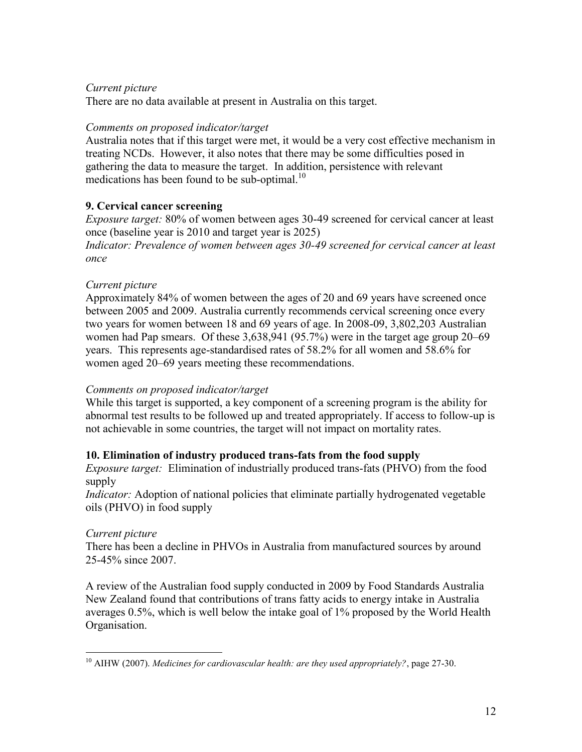*Current picture*
There are no data available at present in Australia on this target.

*Comments on proposed indicator/target*
Australia notes that if this target were met, it would be a very cost effective mechanism in treating NCDs. However, it also notes that there may be some difficulties posed in gathering the data to measure the target. In addition, persistence with relevant medications has been found to be sub-optimal.[10]

**9. Cervical cancer screening**
*Exposure target:* 80% of women between ages 30-49 screened for cervical cancer at least once (baseline year is 2010 and target year is 2025)
*Indicator: Prevalence of women between ages 30-49 screened for cervical cancer at least once*

*Current picture*
Approximately 84% of women between the ages of 20 and 69 years have screened once between 2005 and 2009. Australia currently recommends cervical screening once every two years for women between 18 and 69 years of age. In 2008-09, 3,802,203 Australian women had Pap smears. Of these 3,638,941 (95.7%) were in the target age group 20–69 years. This represents age-standardised rates of 58.2% for all women and 58.6% for women aged 20–69 years meeting these recommendations.

*Comments on proposed indicator/target*
While this target is supported, a key component of a screening program is the ability for abnormal test results to be followed up and treated appropriately. If access to follow-up is not achievable in some countries, the target will not impact on mortality rates.

**10. Elimination of industry produced trans-fats from the food supply**
*Exposure target:* Elimination of industrially produced trans-fats (PHVO) from the food supply
*Indicator:* Adoption of national policies that eliminate partially hydrogenated vegetable oils (PHVO) in food supply

*Current picture*
There has been a decline in PHVOs in Australia from manufactured sources by around 25-45% since 2007.

A review of the Australian food supply conducted in 2009 by Food Standards Australia New Zealand found that contributions of trans fatty acids to energy intake in Australia averages 0.5%, which is well below the intake goal of 1% proposed by the World Health Organisation.

---

[10] AIHW (2007). *Medicines for cardiovascular health: are they used appropriately?*, page 27-30.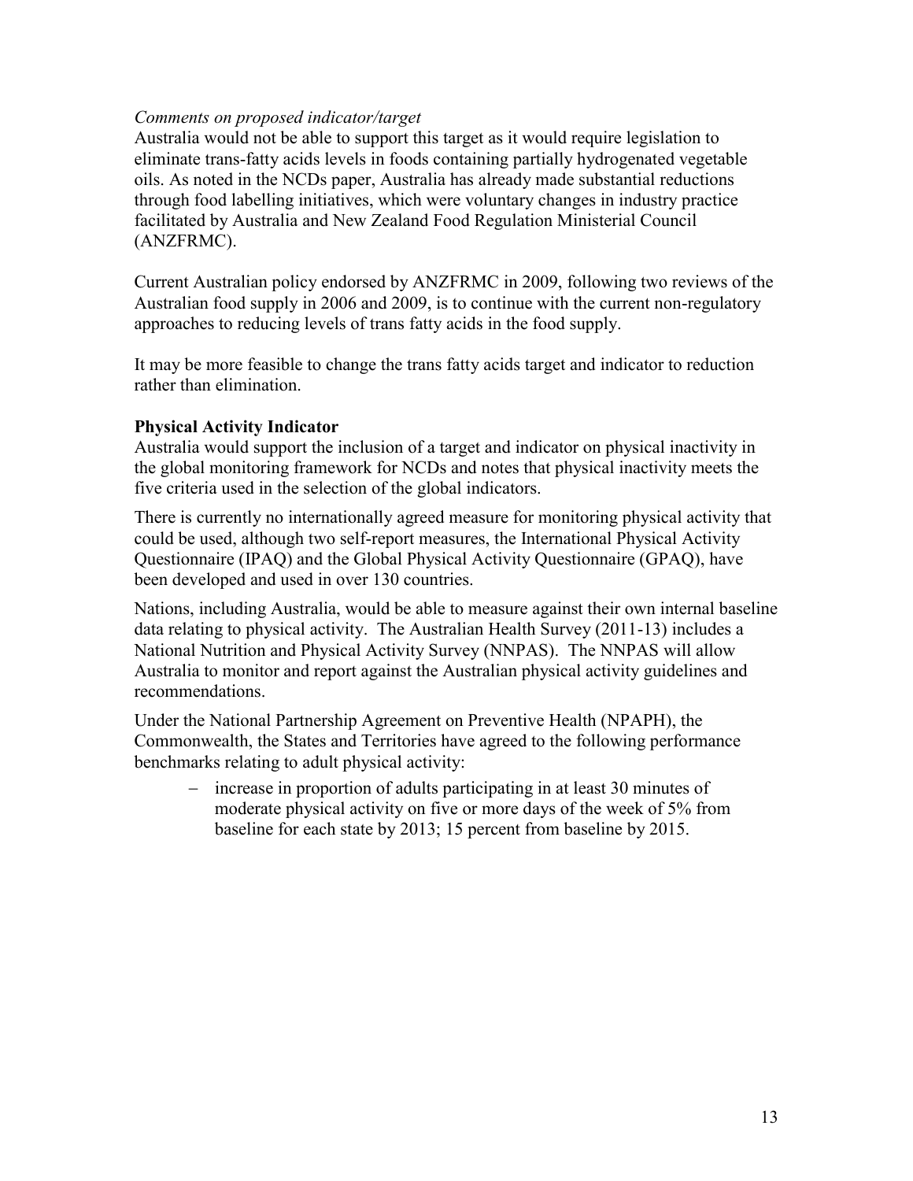*Comments on proposed indicator/target*

Australia would not be able to support this target as it would require legislation to eliminate trans-fatty acids levels in foods containing partially hydrogenated vegetable oils. As noted in the NCDs paper, Australia has already made substantial reductions through food labelling initiatives, which were voluntary changes in industry practice facilitated by Australia and New Zealand Food Regulation Ministerial Council (ANZFRMC).

Current Australian policy endorsed by ANZFRMC in 2009, following two reviews of the Australian food supply in 2006 and 2009, is to continue with the current non-regulatory approaches to reducing levels of trans fatty acids in the food supply.

It may be more feasible to change the trans fatty acids target and indicator to reduction rather than elimination.

**Physical Activity Indicator**

Australia would support the inclusion of a target and indicator on physical inactivity in the global monitoring framework for NCDs and notes that physical inactivity meets the five criteria used in the selection of the global indicators.

There is currently no internationally agreed measure for monitoring physical activity that could be used, although two self-report measures, the International Physical Activity Questionnaire (IPAQ) and the Global Physical Activity Questionnaire (GPAQ), have been developed and used in over 130 countries.

Nations, including Australia, would be able to measure against their own internal baseline data relating to physical activity. The Australian Health Survey (2011-13) includes a National Nutrition and Physical Activity Survey (NNPAS). The NNPAS will allow Australia to monitor and report against the Australian physical activity guidelines and recommendations.

Under the National Partnership Agreement on Preventive Health (NPAPH), the Commonwealth, the States and Territories have agreed to the following performance benchmarks relating to adult physical activity:

- increase in proportion of adults participating in at least 30 minutes of moderate physical activity on five or more days of the week of 5% from baseline for each state by 2013; 15 percent from baseline by 2015.